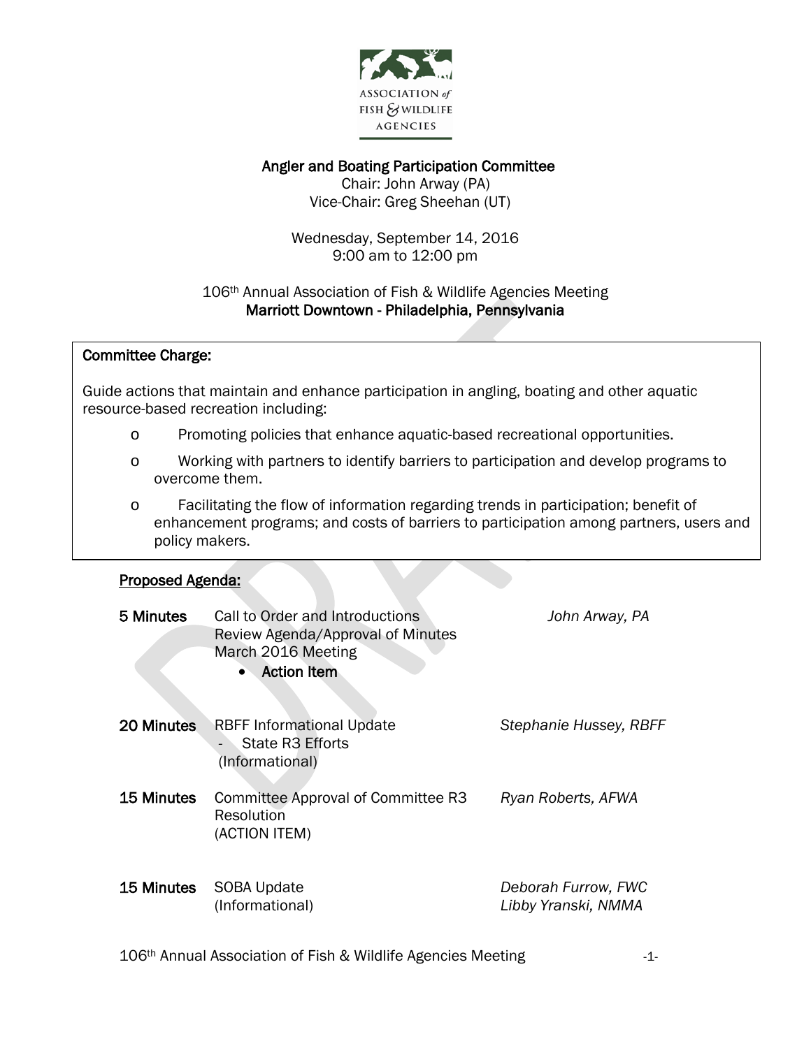ASSOCIATION of FISH & WILDLIFE AGENCIES

## Angler and Boating Participation Committee

Chair: John Arway (PA)
Vice-Chair: Greg Sheehan (UT)

Wednesday, September 14, 2016
9:00 am to 12:00 pm

106th Annual Association of Fish & Wildlife Agencies Meeting
**Marriott Downtown - Philadelphia, Pennsylvania**

**Committee Charge:**

Guide actions that maintain and enhance participation in angling, boating and other aquatic resource-based recreation including:

- Promoting policies that enhance aquatic-based recreational opportunities.
- Working with partners to identify barriers to participation and develop programs to overcome them.
- Facilitating the flow of information regarding trends in participation; benefit of enhancement programs; and costs of barriers to participation among partners, users and policy makers.

**Proposed Agenda:**

| Time | Item | Presenter |
|---|---|---|
| **5 Minutes** | Call to Order and Introductions<br>Review Agenda/Approval of Minutes<br>March 2016 Meeting<br>• **Action Item** | *John Arway, PA* |
| **20 Minutes** | RBFF Informational Update<br>- State R3 Efforts<br>(Informational) | *Stephanie Hussey, RBFF* |
| **15 Minutes** | Committee Approval of Committee R3 Resolution<br>(ACTION ITEM) | *Ryan Roberts, AFWA* |
| **15 Minutes** | SOBA Update<br>(Informational) | *Deborah Furrow, FWC*<br>*Libby Yranski, NMMA* |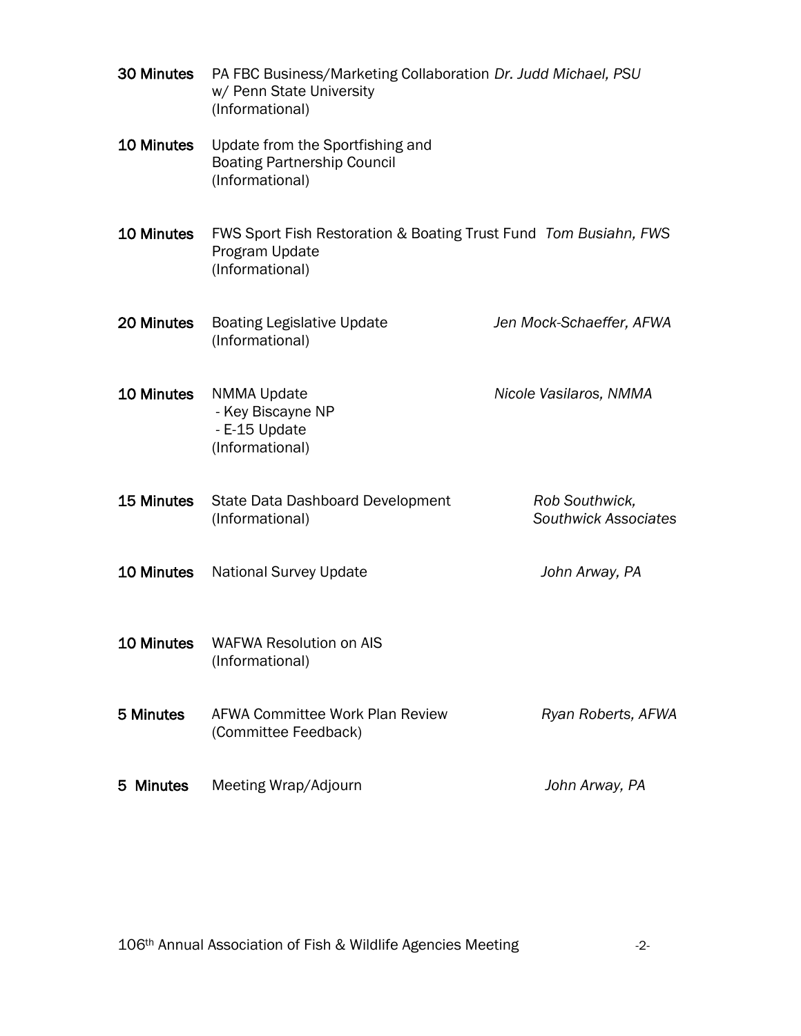| | | |
|---|---|---|
| **30 Minutes** | PA FBC Business/Marketing Collaboration w/ Penn State University (Informational) | *Dr. Judd Michael, PSU* |
| **10 Minutes** | Update from the Sportfishing and Boating Partnership Council (Informational) | |
| **10 Minutes** | FWS Sport Fish Restoration & Boating Trust Fund Program Update (Informational) | *Tom Busiahn, FWS* |
| **20 Minutes** | Boating Legislative Update (Informational) | *Jen Mock-Schaeffer, AFWA* |
| **10 Minutes** | NMMA Update<br>- Key Biscayne NP<br>- E-15 Update<br>(Informational) | *Nicole Vasilaros, NMMA* |
| **15 Minutes** | State Data Dashboard Development (Informational) | *Rob Southwick, Southwick Associates* |
| **10 Minutes** | National Survey Update | *John Arway, PA* |
| **10 Minutes** | WAFWA Resolution on AIS (Informational) | |
| **5 Minutes** | AFWA Committee Work Plan Review (Committee Feedback) | *Ryan Roberts, AFWA* |
| **5 Minutes** | Meeting Wrap/Adjourn | *John Arway, PA* |